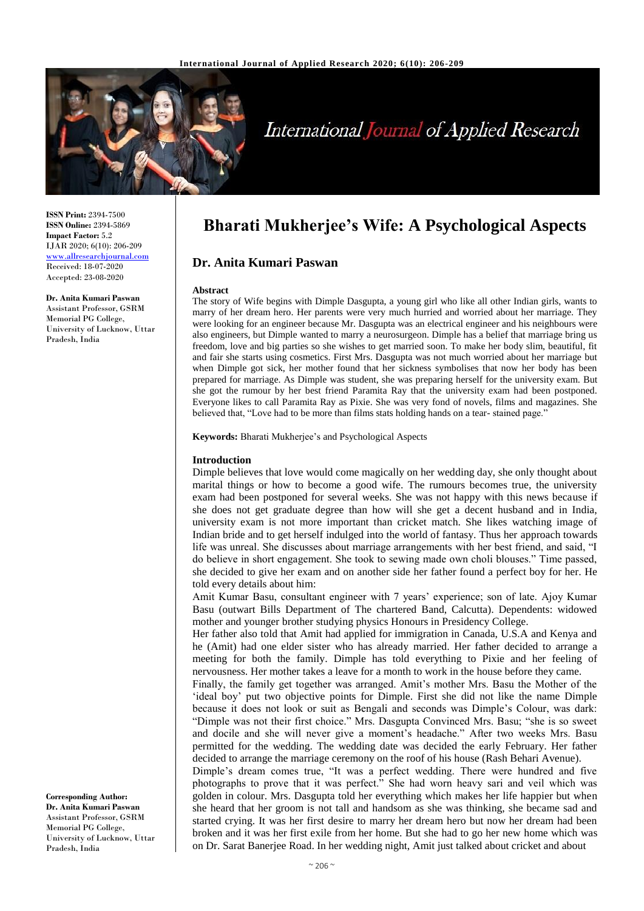**ISSN Print:** 2394-7500
**ISSN Online:** 2394-5869
**Impact Factor:** 5.2
IJAR 2020; 6(10): 206-209
www.allresearchjournal.com
Received: 18-07-2020
Accepted: 23-08-2020

**Dr. Anita Kumari Paswan**
Assistant Professor, GSRM Memorial PG College, University of Lucknow, Uttar Pradesh, India

**Corresponding Author:**
**Dr. Anita Kumari Paswan**
Assistant Professor, GSRM Memorial PG College, University of Lucknow, Uttar Pradesh, India

# Bharati Mukherjee's Wife: A Psychological Aspects

## Dr. Anita Kumari Paswan

### Abstract

The story of Wife begins with Dimple Dasgupta, a young girl who like all other Indian girls, wants to marry of her dream hero. Her parents were very much hurried and worried about her marriage. They were looking for an engineer because Mr. Dasgupta was an electrical engineer and his neighbours were also engineers, but Dimple wanted to marry a neurosurgeon. Dimple has a belief that marriage bring us freedom, love and big parties so she wishes to get married soon. To make her body slim, beautiful, fit and fair she starts using cosmetics. First Mrs. Dasgupta was not much worried about her marriage but when Dimple got sick, her mother found that her sickness symbolises that now her body has been prepared for marriage. As Dimple was student, she was preparing herself for the university exam. But she got the rumour by her best friend Paramita Ray that the university exam had been postponed. Everyone likes to call Paramita Ray as Pixie. She was very fond of novels, films and magazines. She believed that, "Love had to be more than films stats holding hands on a tear- stained page."

**Keywords:** Bharati Mukherjee's and Psychological Aspects

### Introduction

Dimple believes that love would come magically on her wedding day, she only thought about marital things or how to become a good wife. The rumours becomes true, the university exam had been postponed for several weeks. She was not happy with this news because if she does not get graduate degree than how will she get a decent husband and in India, university exam is not more important than cricket match. She likes watching image of Indian bride and to get herself indulged into the world of fantasy. Thus her approach towards life was unreal. She discusses about marriage arrangements with her best friend, and said, "I do believe in short engagement. She took to sewing made own choli blouses." Time passed, she decided to give her exam and on another side her father found a perfect boy for her. He told every details about him:

Amit Kumar Basu, consultant engineer with 7 years' experience; son of late. Ajoy Kumar Basu (outwart Bills Department of The chartered Band, Calcutta). Dependents: widowed mother and younger brother studying physics Honours in Presidency College.

Her father also told that Amit had applied for immigration in Canada, U.S.A and Kenya and he (Amit) had one elder sister who has already married. Her father decided to arrange a meeting for both the family. Dimple has told everything to Pixie and her feeling of nervousness. Her mother takes a leave for a month to work in the house before they came.

Finally, the family get together was arranged. Amit's mother Mrs. Basu the Mother of the 'ideal boy' put two objective points for Dimple. First she did not like the name Dimple because it does not look or suit as Bengali and seconds was Dimple's Colour, was dark: "Dimple was not their first choice." Mrs. Dasgupta Convinced Mrs. Basu; "she is so sweet and docile and she will never give a moment's headache." After two weeks Mrs. Basu permitted for the wedding. The wedding date was decided the early February. Her father decided to arrange the marriage ceremony on the roof of his house (Rash Behari Avenue).

Dimple's dream comes true, "It was a perfect wedding. There were hundred and five photographs to prove that it was perfect." She had worn heavy sari and veil which was golden in colour. Mrs. Dasgupta told her everything which makes her life happier but when she heard that her groom is not tall and handsome as she was thinking, she became sad and started crying. It was her first desire to marry her dream hero but now her dream had been broken and it was her first exile from her home. But she had to go her new home which was on Dr. Sarat Banerjee Road. In her wedding night, Amit just talked about cricket and about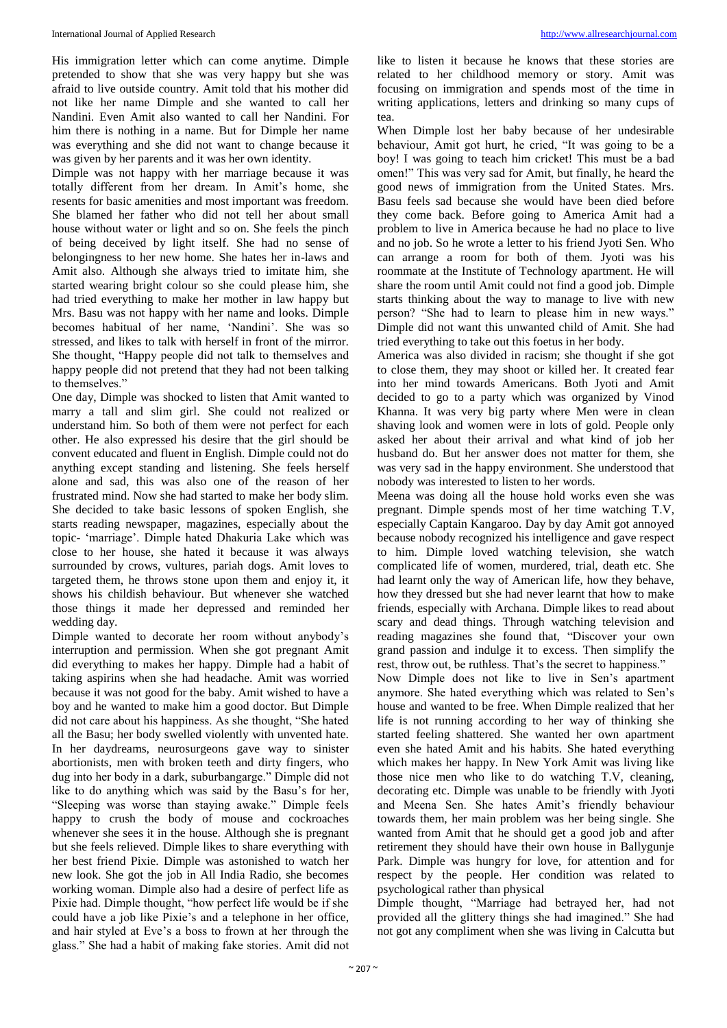His immigration letter which can come anytime. Dimple pretended to show that she was very happy but she was afraid to live outside country. Amit told that his mother did not like her name Dimple and she wanted to call her Nandini. Even Amit also wanted to call her Nandini. For him there is nothing in a name. But for Dimple her name was everything and she did not want to change because it was given by her parents and it was her own identity.

Dimple was not happy with her marriage because it was totally different from her dream. In Amit's home, she resents for basic amenities and most important was freedom. She blamed her father who did not tell her about small house without water or light and so on. She feels the pinch of being deceived by light itself. She had no sense of belongingness to her new home. She hates her in-laws and Amit also. Although she always tried to imitate him, she started wearing bright colour so she could please him, she had tried everything to make her mother in law happy but Mrs. Basu was not happy with her name and looks. Dimple becomes habitual of her name, 'Nandini'. She was so stressed, and likes to talk with herself in front of the mirror. She thought, "Happy people did not talk to themselves and happy people did not pretend that they had not been talking to themselves."

One day, Dimple was shocked to listen that Amit wanted to marry a tall and slim girl. She could not realized or understand him. So both of them were not perfect for each other. He also expressed his desire that the girl should be convent educated and fluent in English. Dimple could not do anything except standing and listening. She feels herself alone and sad, this was also one of the reason of her frustrated mind. Now she had started to make her body slim. She decided to take basic lessons of spoken English, she starts reading newspaper, magazines, especially about the topic- 'marriage'. Dimple hated Dhakuria Lake which was close to her house, she hated it because it was always surrounded by crows, vultures, pariah dogs. Amit loves to targeted them, he throws stone upon them and enjoy it, it shows his childish behaviour. But whenever she watched those things it made her depressed and reminded her wedding day.

Dimple wanted to decorate her room without anybody's interruption and permission. When she got pregnant Amit did everything to makes her happy. Dimple had a habit of taking aspirins when she had headache. Amit was worried because it was not good for the baby. Amit wished to have a boy and he wanted to make him a good doctor. But Dimple did not care about his happiness. As she thought, "She hated all the Basu; her body swelled violently with unvented hate. In her daydreams, neurosurgeons gave way to sinister abortionists, men with broken teeth and dirty fingers, who dug into her body in a dark, suburbangarge." Dimple did not like to do anything which was said by the Basu's for her, "Sleeping was worse than staying awake." Dimple feels happy to crush the body of mouse and cockroaches whenever she sees it in the house. Although she is pregnant but she feels relieved. Dimple likes to share everything with her best friend Pixie. Dimple was astonished to watch her new look. She got the job in All India Radio, she becomes working woman. Dimple also had a desire of perfect life as Pixie had. Dimple thought, "how perfect life would be if she could have a job like Pixie's and a telephone in her office, and hair styled at Eve's a boss to frown at her through the glass." She had a habit of making fake stories. Amit did not like to listen it because he knows that these stories are related to her childhood memory or story. Amit was focusing on immigration and spends most of the time in writing applications, letters and drinking so many cups of tea.

When Dimple lost her baby because of her undesirable behaviour, Amit got hurt, he cried, "It was going to be a boy! I was going to teach him cricket! This must be a bad omen!" This was very sad for Amit, but finally, he heard the good news of immigration from the United States. Mrs. Basu feels sad because she would have been died before they come back. Before going to America Amit had a problem to live in America because he had no place to live and no job. So he wrote a letter to his friend Jyoti Sen. Who can arrange a room for both of them. Jyoti was his roommate at the Institute of Technology apartment. He will share the room until Amit could not find a good job. Dimple starts thinking about the way to manage to live with new person? "She had to learn to please him in new ways." Dimple did not want this unwanted child of Amit. She had tried everything to take out this foetus in her body.

America was also divided in racism; she thought if she got to close them, they may shoot or killed her. It created fear into her mind towards Americans. Both Jyoti and Amit decided to go to a party which was organized by Vinod Khanna. It was very big party where Men were in clean shaving look and women were in lots of gold. People only asked her about their arrival and what kind of job her husband do. But her answer does not matter for them, she was very sad in the happy environment. She understood that nobody was interested to listen to her words.

Meena was doing all the house hold works even she was pregnant. Dimple spends most of her time watching T.V, especially Captain Kangaroo. Day by day Amit got annoyed because nobody recognized his intelligence and gave respect to him. Dimple loved watching television, she watch complicated life of women, murdered, trial, death etc. She had learnt only the way of American life, how they behave, how they dressed but she had never learnt that how to make friends, especially with Archana. Dimple likes to read about scary and dead things. Through watching television and reading magazines she found that, "Discover your own grand passion and indulge it to excess. Then simplify the rest, throw out, be ruthless. That's the secret to happiness."

Now Dimple does not like to live in Sen's apartment anymore. She hated everything which was related to Sen's house and wanted to be free. When Dimple realized that her life is not running according to her way of thinking she started feeling shattered. She wanted her own apartment even she hated Amit and his habits. She hated everything which makes her happy. In New York Amit was living like those nice men who like to do watching T.V, cleaning, decorating etc. Dimple was unable to be friendly with Jyoti and Meena Sen. She hates Amit's friendly behaviour towards them, her main problem was her being single. She wanted from Amit that he should get a good job and after retirement they should have their own house in Ballygunje Park. Dimple was hungry for love, for attention and for respect by the people. Her condition was related to psychological rather than physical

Dimple thought, "Marriage had betrayed her, had not provided all the glittery things she had imagined." She had not got any compliment when she was living in Calcutta but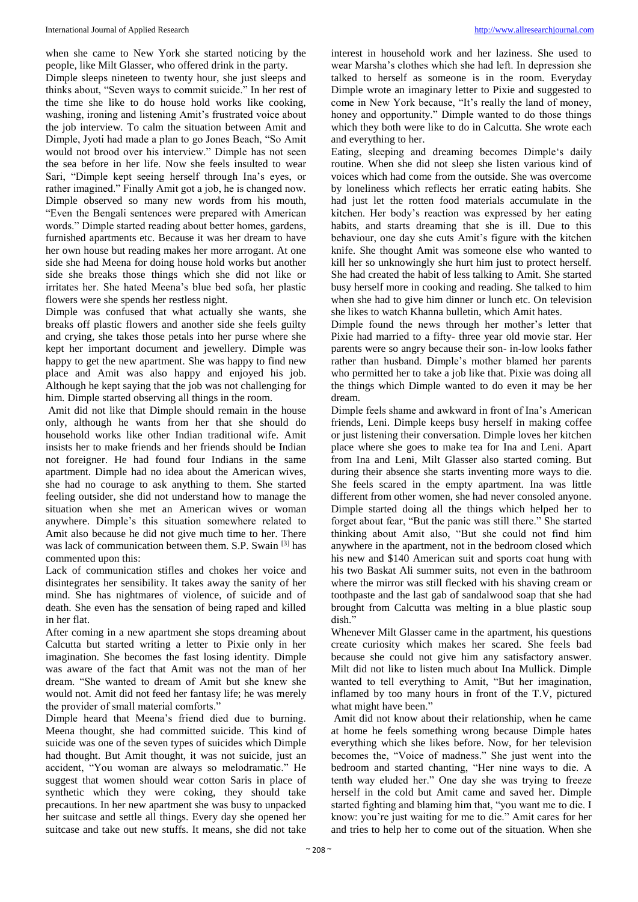when she came to New York she started noticing by the people, like Milt Glasser, who offered drink in the party.

Dimple sleeps nineteen to twenty hour, she just sleeps and thinks about, "Seven ways to commit suicide." In her rest of the time she like to do house hold works like cooking, washing, ironing and listening Amit's frustrated voice about the job interview. To calm the situation between Amit and Dimple, Jyoti had made a plan to go Jones Beach, "So Amit would not brood over his interview." Dimple has not seen the sea before in her life. Now she feels insulted to wear Sari, "Dimple kept seeing herself through Ina's eyes, or rather imagined." Finally Amit got a job, he is changed now. Dimple observed so many new words from his mouth, "Even the Bengali sentences were prepared with American words." Dimple started reading about better homes, gardens, furnished apartments etc. Because it was her dream to have her own house but reading makes her more arrogant. At one side she had Meena for doing house hold works but another side she breaks those things which she did not like or irritates her. She hated Meena's blue bed sofa, her plastic flowers were she spends her restless night.

Dimple was confused that what actually she wants, she breaks off plastic flowers and another side she feels guilty and crying, she takes those petals into her purse where she kept her important document and jewellery. Dimple was happy to get the new apartment. She was happy to find new place and Amit was also happy and enjoyed his job. Although he kept saying that the job was not challenging for him. Dimple started observing all things in the room.

Amit did not like that Dimple should remain in the house only, although he wants from her that she should do household works like other Indian traditional wife. Amit insists her to make friends and her friends should be Indian not foreigner. He had found four Indians in the same apartment. Dimple had no idea about the American wives, she had no courage to ask anything to them. She started feeling outsider, she did not understand how to manage the situation when she met an American wives or woman anywhere. Dimple's this situation somewhere related to Amit also because he did not give much time to her. There was lack of communication between them. S.P. Swain [3] has commented upon this:

Lack of communication stifles and chokes her voice and disintegrates her sensibility. It takes away the sanity of her mind. She has nightmares of violence, of suicide and of death. She even has the sensation of being raped and killed in her flat.

After coming in a new apartment she stops dreaming about Calcutta but started writing a letter to Pixie only in her imagination. She becomes the fast losing identity. Dimple was aware of the fact that Amit was not the man of her dream. "She wanted to dream of Amit but she knew she would not. Amit did not feed her fantasy life; he was merely the provider of small material comforts."

Dimple heard that Meena's friend died due to burning. Meena thought, she had committed suicide. This kind of suicide was one of the seven types of suicides which Dimple had thought. But Amit thought, it was not suicide, just an accident, "You woman are always so melodramatic." He suggest that women should wear cotton Saris in place of synthetic which they were coking, they should take precautions. In her new apartment she was busy to unpacked her suitcase and settle all things. Every day she opened her suitcase and take out new stuffs. It means, she did not take interest in household work and her laziness. She used to wear Marsha's clothes which she had left. In depression she talked to herself as someone is in the room. Everyday Dimple wrote an imaginary letter to Pixie and suggested to come in New York because, "It's really the land of money, honey and opportunity." Dimple wanted to do those things which they both were like to do in Calcutta. She wrote each and everything to her.

Eating, sleeping and dreaming becomes Dimple's daily routine. When she did not sleep she listen various kind of voices which had come from the outside. She was overcome by loneliness which reflects her erratic eating habits. She had just let the rotten food materials accumulate in the kitchen. Her body's reaction was expressed by her eating habits, and starts dreaming that she is ill. Due to this behaviour, one day she cuts Amit's figure with the kitchen knife. She thought Amit was someone else who wanted to kill her so unknowingly she hurt him just to protect herself. She had created the habit of less talking to Amit. She started busy herself more in cooking and reading. She talked to him when she had to give him dinner or lunch etc. On television she likes to watch Khanna bulletin, which Amit hates.

Dimple found the news through her mother's letter that Pixie had married to a fifty- three year old movie star. Her parents were so angry because their son- in-low looks father rather than husband. Dimple's mother blamed her parents who permitted her to take a job like that. Pixie was doing all the things which Dimple wanted to do even it may be her dream.

Dimple feels shame and awkward in front of Ina's American friends, Leni. Dimple keeps busy herself in making coffee or just listening their conversation. Dimple loves her kitchen place where she goes to make tea for Ina and Leni. Apart from Ina and Leni, Milt Glasser also started coming. But during their absence she starts inventing more ways to die. She feels scared in the empty apartment. Ina was little different from other women, she had never consoled anyone. Dimple started doing all the things which helped her to forget about fear, "But the panic was still there." She started thinking about Amit also, "But she could not find him anywhere in the apartment, not in the bedroom closed which his new and $140 American suit and sports coat hung with his two Baskat Ali summer suits, not even in the bathroom where the mirror was still flecked with his shaving cream or toothpaste and the last gab of sandalwood soap that she had brought from Calcutta was melting in a blue plastic soup dish."

Whenever Milt Glasser came in the apartment, his questions create curiosity which makes her scared. She feels bad because she could not give him any satisfactory answer. Milt did not like to listen much about Ina Mullick. Dimple wanted to tell everything to Amit, "But her imagination, inflamed by too many hours in front of the T.V, pictured what might have been."

Amit did not know about their relationship, when he came at home he feels something wrong because Dimple hates everything which she likes before. Now, for her television becomes the, "Voice of madness." She just went into the bedroom and started chanting, "Her nine ways to die. A tenth way eluded her." One day she was trying to freeze herself in the cold but Amit came and saved her. Dimple started fighting and blaming him that, "you want me to die. I know: you're just waiting for me to die." Amit cares for her and tries to help her to come out of the situation. When she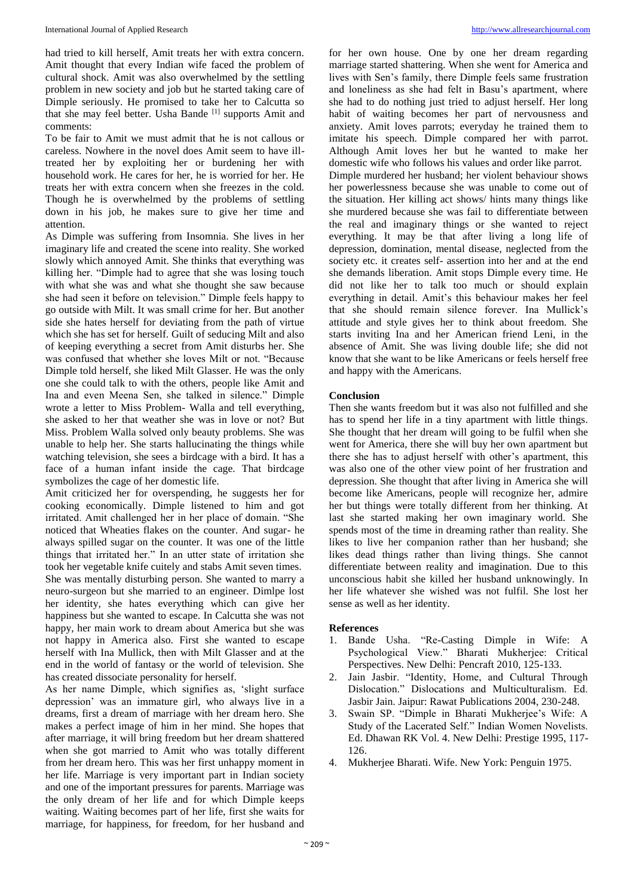had tried to kill herself, Amit treats her with extra concern. Amit thought that every Indian wife faced the problem of cultural shock. Amit was also overwhelmed by the settling problem in new society and job but he started taking care of Dimple seriously. He promised to take her to Calcutta so that she may feel better. Usha Bande [1] supports Amit and comments:

To be fair to Amit we must admit that he is not callous or careless. Nowhere in the novel does Amit seem to have ill-treated her by exploiting her or burdening her with household work. He cares for her, he is worried for her. He treats her with extra concern when she freezes in the cold. Though he is overwhelmed by the problems of settling down in his job, he makes sure to give her time and attention.

As Dimple was suffering from Insomnia. She lives in her imaginary life and created the scene into reality. She worked slowly which annoyed Amit. She thinks that everything was killing her. "Dimple had to agree that she was losing touch with what she was and what she thought she saw because she had seen it before on television." Dimple feels happy to go outside with Milt. It was small crime for her. But another side she hates herself for deviating from the path of virtue which she has set for herself. Guilt of seducing Milt and also of keeping everything a secret from Amit disturbs her. She was confused that whether she loves Milt or not. "Because Dimple told herself, she liked Milt Glasser. He was the only one she could talk to with the others, people like Amit and Ina and even Meena Sen, she talked in silence." Dimple wrote a letter to Miss Problem- Walla and tell everything, she asked to her that weather she was in love or not? But Miss. Problem Walla solved only beauty problems. She was unable to help her. She starts hallucinating the things while watching television, she sees a birdcage with a bird. It has a face of a human infant inside the cage. That birdcage symbolizes the cage of her domestic life.

Amit criticized her for overspending, he suggests her for cooking economically. Dimple listened to him and got irritated. Amit challenged her in her place of domain. "She noticed that Wheaties flakes on the counter. And sugar- he always spilled sugar on the counter. It was one of the little things that irritated her." In an utter state of irritation she took her vegetable knife cuitely and stabs Amit seven times.

She was mentally disturbing person. She wanted to marry a neuro-surgeon but she married to an engineer. Dimlpe lost her identity, she hates everything which can give her happiness but she wanted to escape. In Calcutta she was not happy, her main work to dream about America but she was not happy in America also. First she wanted to escape herself with Ina Mullick, then with Milt Glasser and at the end in the world of fantasy or the world of television. She has created dissociate personality for herself.

As her name Dimple, which signifies as, 'slight surface depression' was an immature girl, who always live in a dreams, first a dream of marriage with her dream hero. She makes a perfect image of him in her mind. She hopes that after marriage, it will bring freedom but her dream shattered when she got married to Amit who was totally different from her dream hero. This was her first unhappy moment in her life. Marriage is very important part in Indian society and one of the important pressures for parents. Marriage was the only dream of her life and for which Dimple keeps waiting. Waiting becomes part of her life, first she waits for marriage, for happiness, for freedom, for her husband and for her own house. One by one her dream regarding marriage started shattering. When she went for America and lives with Sen's family, there Dimple feels same frustration and loneliness as she had felt in Basu's apartment, where she had to do nothing just tried to adjust herself. Her long habit of waiting becomes her part of nervousness and anxiety. Amit loves parrots; everyday he trained them to imitate his speech. Dimple compared her with parrot. Although Amit loves her but he wanted to make her domestic wife who follows his values and order like parrot.

Dimple murdered her husband; her violent behaviour shows her powerlessness because she was unable to come out of the situation. Her killing act shows/ hints many things like she murdered because she was fail to differentiate between the real and imaginary things or she wanted to reject everything. It may be that after living a long life of depression, domination, mental disease, neglected from the society etc. it creates self- assertion into her and at the end she demands liberation. Amit stops Dimple every time. He did not like her to talk too much or should explain everything in detail. Amit's this behaviour makes her feel that she should remain silence forever. Ina Mullick's attitude and style gives her to think about freedom. She starts inviting Ina and her American friend Leni, in the absence of Amit. She was living double life; she did not know that she want to be like Americans or feels herself free and happy with the Americans.

## Conclusion

Then she wants freedom but it was also not fulfilled and she has to spend her life in a tiny apartment with little things. She thought that her dream will going to be fulfil when she went for America, there she will buy her own apartment but there she has to adjust herself with other's apartment, this was also one of the other view point of her frustration and depression. She thought that after living in America she will become like Americans, people will recognize her, admire her but things were totally different from her thinking. At last she started making her own imaginary world. She spends most of the time in dreaming rather than reality. She likes to live her companion rather than her husband; she likes dead things rather than living things. She cannot differentiate between reality and imagination. Due to this unconscious habit she killed her husband unknowingly. In her life whatever she wished was not fulfil. She lost her sense as well as her identity.

## References

1. Bande Usha. "Re-Casting Dimple in Wife: A Psychological View." Bharati Mukherjee: Critical Perspectives. New Delhi: Pencraft 2010, 125-133.
2. Jain Jasbir. "Identity, Home, and Cultural Through Dislocation." Dislocations and Multiculturalism. Ed. Jasbir Jain. Jaipur: Rawat Publications 2004, 230-248.
3. Swain SP. "Dimple in Bharati Mukherjee's Wife: A Study of the Lacerated Self." Indian Women Novelists. Ed. Dhawan RK Vol. 4. New Delhi: Prestige 1995, 117-126.
4. Mukherjee Bharati. Wife. New York: Penguin 1975.